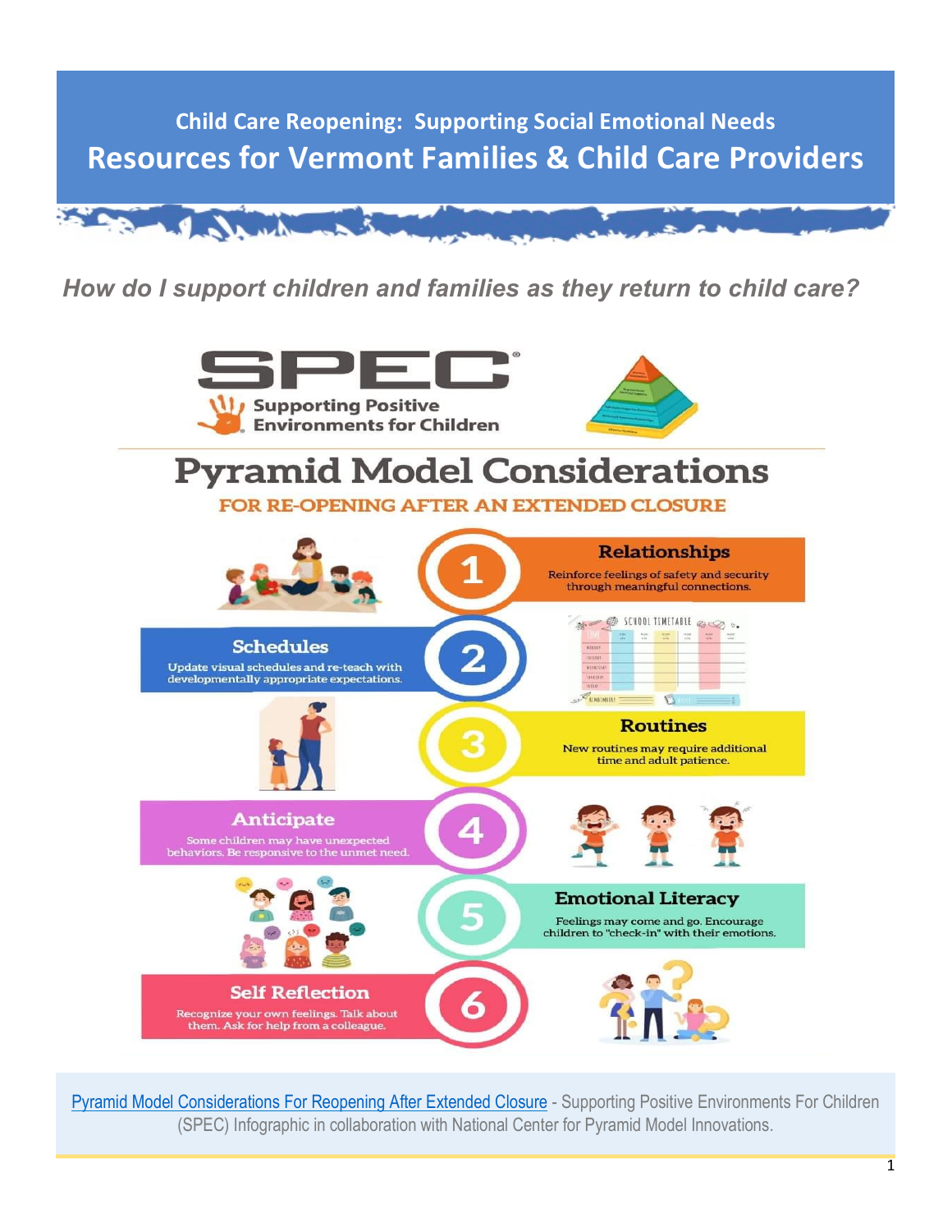# Child Care Reopening: Supporting Social Emotional Needs

## Resources for Vermont Families & Child Care Providers

*How do I support children and families as they return to child care?*

**SPEC** Supporting Positive Environments for Children

## Pyramid Model Considerations

**FOR RE-OPENING AFTER AN EXTENDED CLOSURE**

1. **Relationships** – Reinforce feelings of safety and security through meaningful connections.
2. **Schedules** – Update visual schedules and re-teach with developmentally appropriate expectations.
3. **Routines** – New routines may require additional time and adult patience.
4. **Anticipate** – Some children may have unexpected behaviors. Be responsive to the unmet need.
5. **Emotional Literacy** – Feelings may come and go. Encourage children to "check-in" with their emotions.
6. **Self Reflection** – Recognize your own feelings. Talk about them. Ask for help from a colleague.

Pyramid Model Considerations For Reopening After Extended Closure - Supporting Positive Environments For Children (SPEC) Infographic in collaboration with National Center for Pyramid Model Innovations.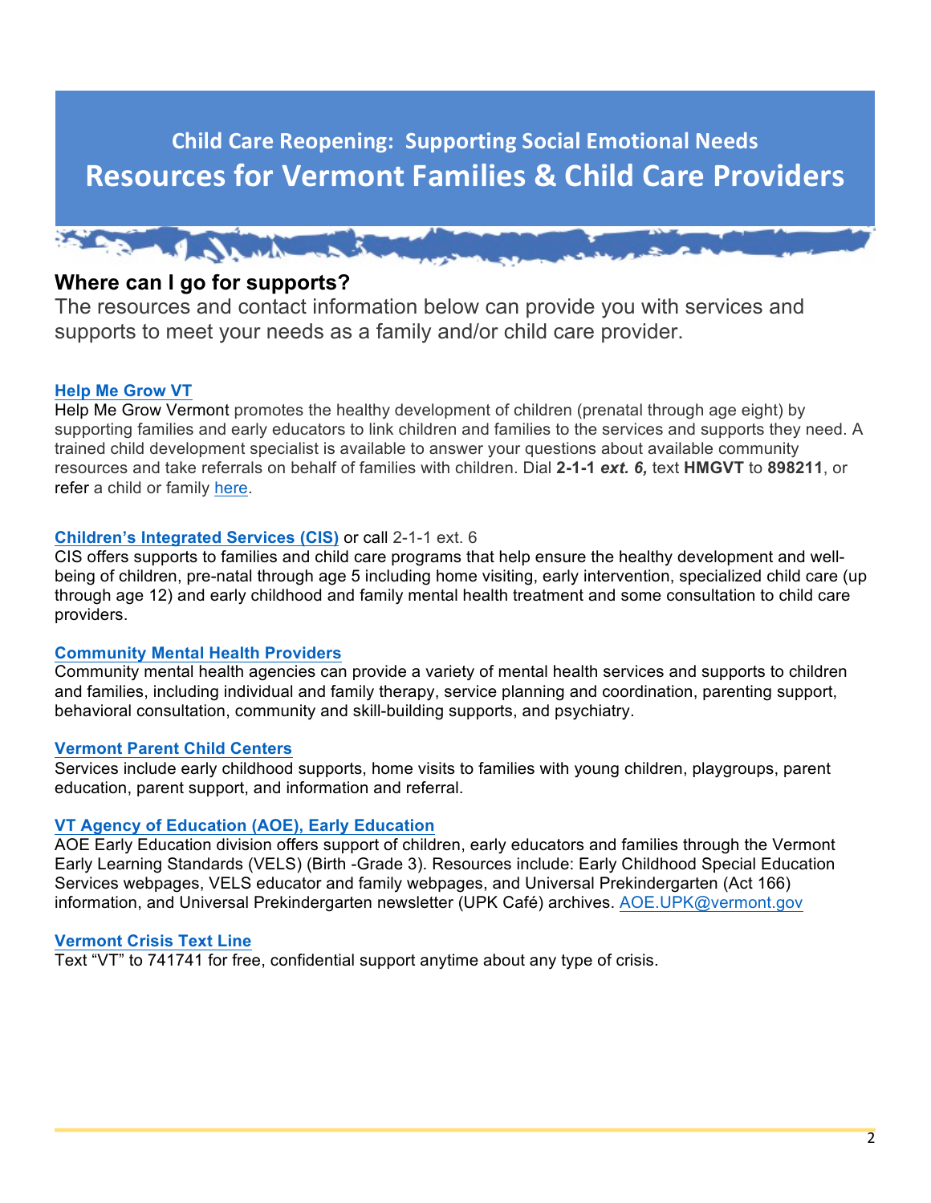## Child Care Reopening: Supporting Social Emotional Needs

# Resources for Vermont Families & Child Care Providers

### Where can I go for supports?

The resources and contact information below can provide you with services and supports to meet your needs as a family and/or child care provider.

**Help Me Grow VT**

Help Me Grow Vermont promotes the healthy development of children (prenatal through age eight) by supporting families and early educators to link children and families to the services and supports they need. A trained child development specialist is available to answer your questions about available community resources and take referrals on behalf of families with children. Dial **2-1-1** ***ext. 6,*** text **HMGVT** to **898211**, or refer a child or family here.

**Children's Integrated Services (CIS)** or call 2-1-1 ext. 6

CIS offers supports to families and child care programs that help ensure the healthy development and well-being of children, pre-natal through age 5 including home visiting, early intervention, specialized child care (up through age 12) and early childhood and family mental health treatment and some consultation to child care providers.

**Community Mental Health Providers**

Community mental health agencies can provide a variety of mental health services and supports to children and families, including individual and family therapy, service planning and coordination, parenting support, behavioral consultation, community and skill-building supports, and psychiatry.

**Vermont Parent Child Centers**

Services include early childhood supports, home visits to families with young children, playgroups, parent education, parent support, and information and referral.

**VT Agency of Education (AOE), Early Education**

AOE Early Education division offers support of children, early educators and families through the Vermont Early Learning Standards (VELS) (Birth -Grade 3). Resources include: Early Childhood Special Education Services webpages, VELS educator and family webpages, and Universal Prekindergarten (Act 166) information, and Universal Prekindergarten newsletter (UPK Café) archives. AOE.UPK@vermont.gov

**Vermont Crisis Text Line**

Text "VT" to 741741 for free, confidential support anytime about any type of crisis.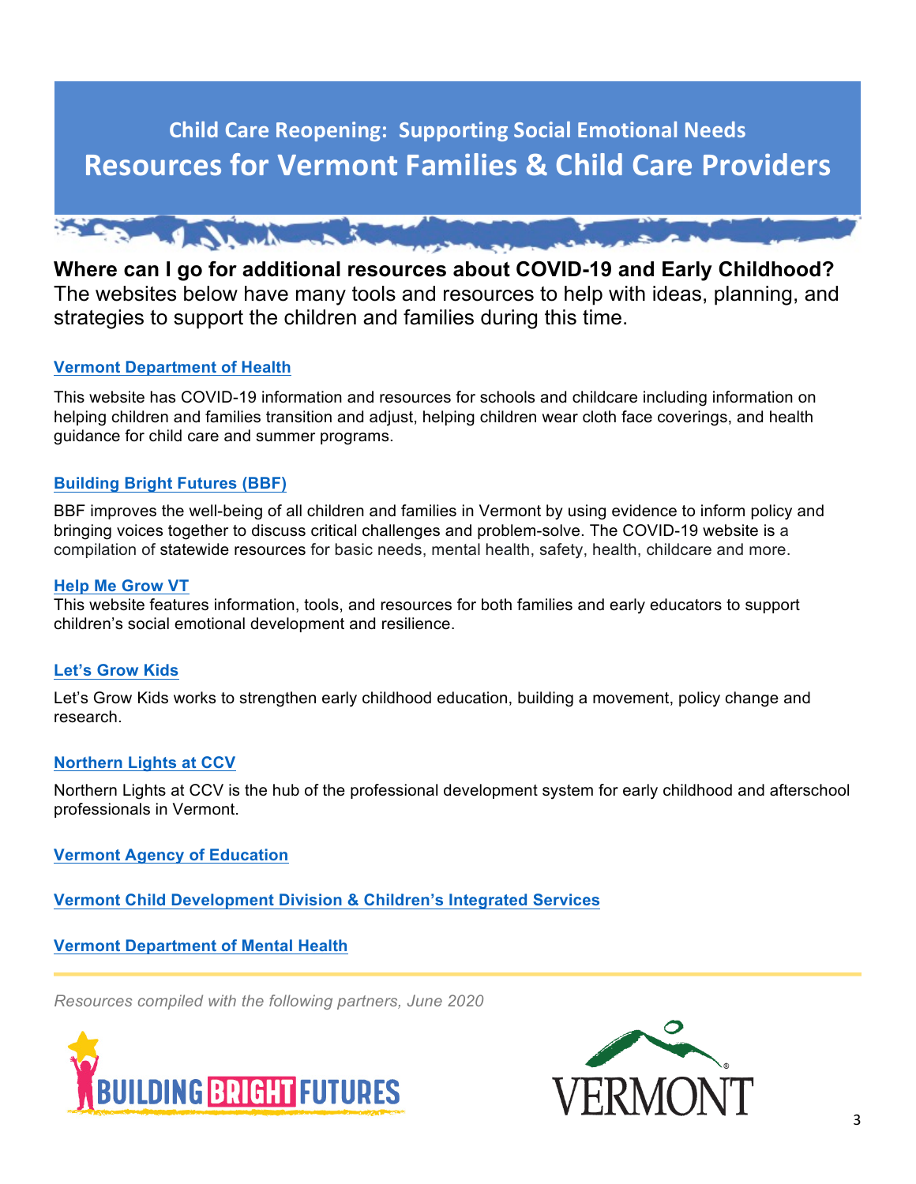## Child Care Reopening: Supporting Social Emotional Needs

# Resources for Vermont Families & Child Care Providers

**Where can I go for additional resources about COVID-19 and Early Childhood?**
The websites below have many tools and resources to help with ideas, planning, and strategies to support the children and families during this time.

**Vermont Department of Health**

This website has COVID-19 information and resources for schools and childcare including information on helping children and families transition and adjust, helping children wear cloth face coverings, and health guidance for child care and summer programs.

**Building Bright Futures (BBF)**

BBF improves the well-being of all children and families in Vermont by using evidence to inform policy and bringing voices together to discuss critical challenges and problem-solve. The COVID-19 website is a compilation of statewide resources for basic needs, mental health, safety, health, childcare and more.

**Help Me Grow VT**

This website features information, tools, and resources for both families and early educators to support children's social emotional development and resilience.

**Let's Grow Kids**

Let's Grow Kids works to strengthen early childhood education, building a movement, policy change and research.

**Northern Lights at CCV**

Northern Lights at CCV is the hub of the professional development system for early childhood and afterschool professionals in Vermont.

**Vermont Agency of Education**

**Vermont Child Development Division & Children's Integrated Services**

**Vermont Department of Mental Health**

---

*Resources compiled with the following partners, June 2020*

BUILDING BRIGHT FUTURES

VERMONT